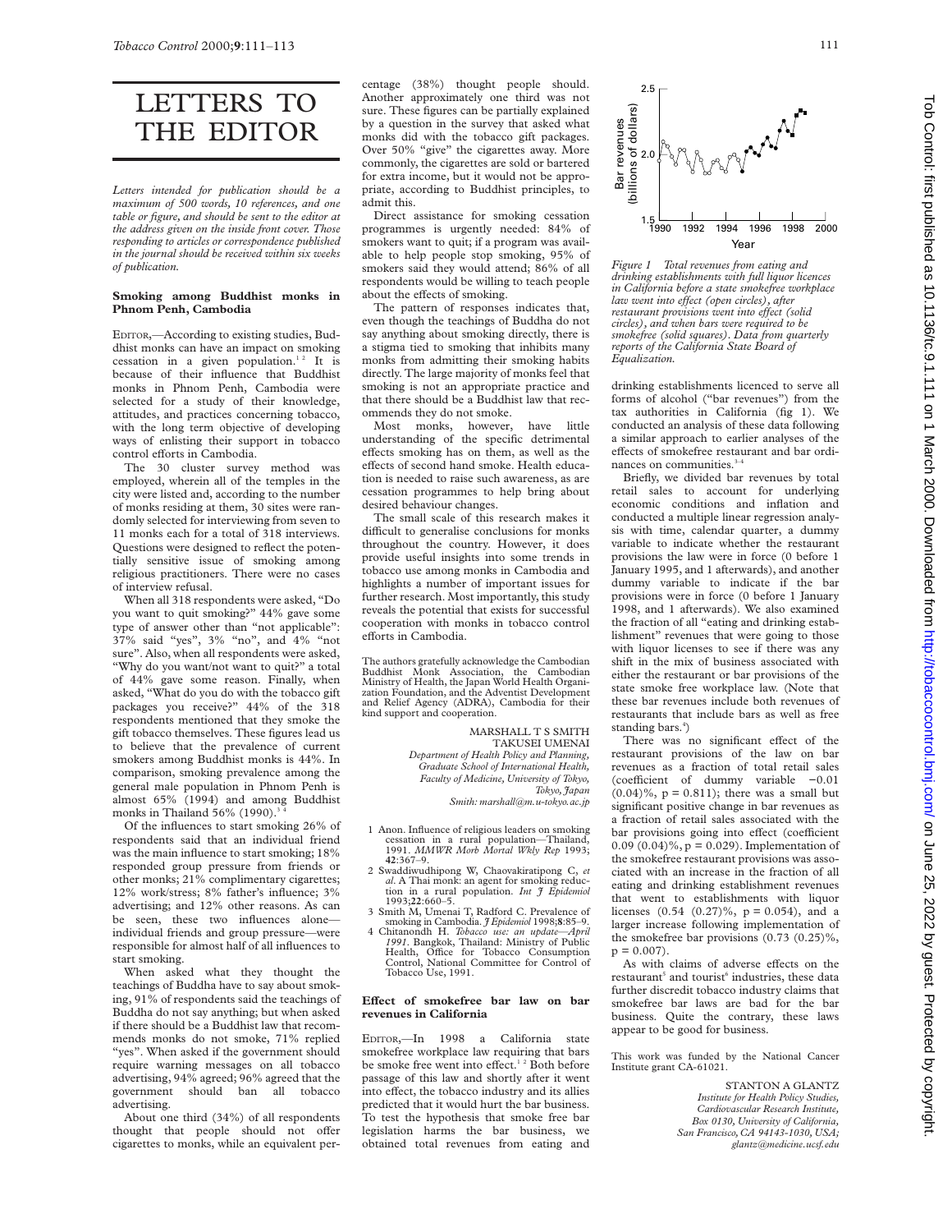# LETTERS TO THE EDITOR

*Letters intended for publication should be a maximum of 500 words, 10 references, and one table or figure, and should be sent to the editor at the address given on the inside front cover. Those responding to articles or correspondence published in the journal should be received within six weeks of publication.*

## Smoking among Buddhist monks in Phnom Penh, Cambodia

EDITOR,—According to existing studies, Buddhist monks can have an impact on smoking cessation in a given population.[1 2] It is because of their influence that Buddhist monks in Phnom Penh, Cambodia were selected for a study of their knowledge, attitudes, and practices concerning tobacco, with the long term objective of developing ways of enlisting their support in tobacco control efforts in Cambodia.

The 30 cluster survey method was employed, wherein all of the temples in the city were listed and, according to the number of monks residing at them, 30 sites were randomly selected for interviewing from seven to 11 monks each for a total of 318 interviews. Questions were designed to reflect the potentially sensitive issue of smoking among religious practitioners. There were no cases of interview refusal.

When all 318 respondents were asked, "Do you want to quit smoking?" 44% gave some type of answer other than "not applicable": 37% said "yes", 3% "no", and 4% "not sure". Also, when all respondents were asked, "Why do you want/not want to quit?" a total of 44% gave some reason. Finally, when asked, "What do you do with the tobacco gift packages you receive?" 44% of the 318 respondents mentioned that they smoke the gift tobacco themselves. These figures lead us to believe that the prevalence of current smokers among Buddhist monks is 44%. In comparison, smoking prevalence among the general male population in Phnom Penh is almost 65% (1994) and among Buddhist monks in Thailand 56% (1990).[3 4]

Of the influences to start smoking 26% of respondents said that an individual friend was the main influence to start smoking; 18% responded group pressure from friends or other monks; 21% complimentary cigarettes; 12% work/stress; 8% father's influence; 3% advertising; and 12% other reasons. As can be seen, these two influences alone—individual friends and group pressure—were responsible for almost half of all influences to start smoking.

When asked what they thought the teachings of Buddha have to say about smoking, 91% of respondents said the teachings of Buddha do not say anything; but when asked if there should be a Buddhist law that recommends monks do not smoke, 71% replied "yes". When asked if the government should require warning messages on all tobacco advertising, 94% agreed; 96% agreed that the government should ban all tobacco advertising.

About one third (34%) of all respondents thought that people should not offer cigarettes to monks, while an equivalent percentage (38%) thought people should. Another approximately one third was not sure. These figures can be partially explained by a question in the survey that asked what monks did with the tobacco gift packages. Over 50% "give" the cigarettes away. More commonly, the cigarettes are sold or bartered for extra income, but it would not be appropriate, according to Buddhist principles, to admit this.

Direct assistance for smoking cessation programmes is urgently needed: 84% of smokers want to quit; if a program was available to help people stop smoking, 95% of smokers said they would attend; 86% of all respondents would be willing to teach people about the effects of smoking.

The pattern of responses indicates that, even though the teachings of Buddha do not say anything about smoking directly, there is a stigma tied to smoking that inhibits many monks from admitting their smoking habits directly. The large majority of monks feel that smoking is not an appropriate practice and that there should be a Buddhist law that recommends they do not smoke.

Most monks, however, have little understanding of the specific detrimental effects smoking has on them, as well as the effects of second hand smoke. Health education is needed to raise such awareness, as are cessation programmes to help bring about desired behaviour changes.

The small scale of this research makes it difficult to generalise conclusions for monks throughout the country. However, it does provide useful insights into some trends in tobacco use among monks in Cambodia and highlights a number of important issues for further research. Most importantly, this study reveals the potential that exists for successful cooperation with monks in tobacco control efforts in Cambodia.

The authors gratefully acknowledge the Cambodian Buddhist Monk Association, the Cambodian Ministry of Health, the Japan World Health Organization Foundation, and the Adventist Development and Relief Agency (ADRA), Cambodia for their kind support and cooperation.

MARSHALL T S SMITH
TAKUSEI UMENAI
*Department of Health Policy and Planning, Graduate School of International Health, Faculty of Medicine, University of Tokyo, Tokyo, Japan*
*Smith: marshall@m.u-tokyo.ac.jp*

1 Anon. Influence of religious leaders on smoking cessation in a rural population—Thailand, 1991. *MMWR Morb Mortal Wkly Rep* 1993; **42**:367–9.
2 Swaddiwudhipong W, Chaovakiratipong C, *et al*. A Thai monk: an agent for smoking reduction in a rural population. *Int J Epidemiol* 1993;**22**:660–5.
3 Smith M, Umenai T, Radford C. Prevalence of smoking in Cambodia. *J Epidemiol* 1998;**8**:85–9.
4 Chitanondh H. *Tobacco use: an update—April 1991*. Bangkok, Thailand: Ministry of Public Health, Office for Tobacco Consumption Control, National Committee for Control of Tobacco Use, 1991.

## Effect of smokefree bar law on bar revenues in California

EDITOR,—In 1998 a California state smokefree workplace law requiring that bars be smoke free went into effect.[1 2] Both before passage of this law and shortly after it went into effect, the tobacco industry and its allies predicted that it would hurt the bar business. To test the hypothesis that smoke free bar legislation harms the bar business, we obtained total revenues from eating and drinking establishments licenced to serve all forms of alcohol ("bar revenues") from the tax authorities in California (fig 1). We conducted an analysis of these data following a similar approach to earlier analyses of the effects of smokefree restaurant and bar ordinances on communities.[3-4]

*Figure 1 Total revenues from eating and drinking establishments with full liquor licences in California before a state smokefree workplace law went into effect (open circles), after restaurant provisions went into effect (solid circles), and when bars were required to be smokefree (solid squares). Data from quarterly reports of the California State Board of Equalization.*

Briefly, we divided bar revenues by total retail sales to account for underlying economic conditions and inflation and conducted a multiple linear regression analysis with time, calendar quarter, a dummy variable to indicate whether the restaurant provisions the law were in force (0 before 1 January 1995, and 1 afterwards), and another dummy variable to indicate if the bar provisions were in force (0 before 1 January 1998, and 1 afterwards). We also examined the fraction of all "eating and drinking establishment" revenues that were going to those with liquor licenses to see if there was any shift in the mix of business associated with either the restaurant or bar provisions of the state smoke free workplace law. (Note that these bar revenues include both revenues of restaurants that include bars as well as free standing bars.[4])

There was no significant effect of the restaurant provisions of the law on bar revenues as a fraction of total retail sales (coefficient of dummy variable −0.01 (0.04)%, $p = 0.811$); there was a small but significant positive change in bar revenues as a fraction of retail sales associated with the bar provisions going into effect (coefficient 0.09 (0.04)%, $p = 0.029$). Implementation of the smokefree restaurant provisions was associated with an increase in the fraction of all eating and drinking establishment revenues that went to establishments with liquor licenses (0.54 (0.27)%, $p = 0.054$), and a larger increase following implementation of the smokefree bar provisions (0.73 (0.25)%, $p = 0.007$).

As with claims of adverse effects on the restaurant[5] and tourist[6] industries, these data further discredit tobacco industry claims that smokefree bar laws are bad for the bar business. Quite the contrary, these laws appear to be good for business.

This work was funded by the National Cancer Institute grant CA-61021.

STANTON A GLANTZ
*Institute for Health Policy Studies, Cardiovascular Research Institute, Box 0130, University of California, San Francisco, CA 94143-1030, USA; glantz@medicine.ucsf.edu*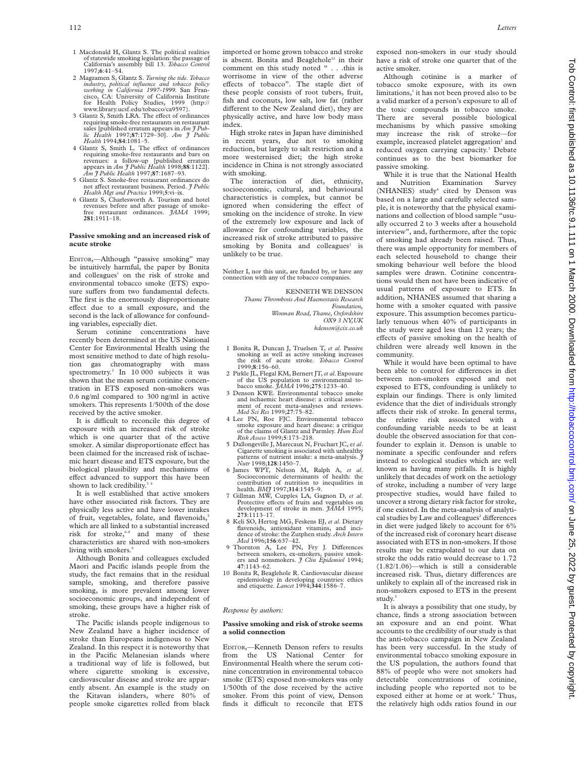1 Macdonald H, Glantz S. The political realities of statewide smoking legislation: the passage of California's assembly bill 13. *Tobacco Control* 1997;**6**:41–54.
2 Magzamen S, Glantz S. *Turning the tide. Tobacco industry, political influence and tobacco policy working in California 1997-1999.* San Francisco, CA: University of California Institute for Health Policy Studies, 1999 (http://www.library.ucsf.edu/tobacco/ca9597).
3 Glantz S, Smith LRA. The effect of ordinances requiring smoke-free restaurants on restaurant sales [published erratum appears in *Am J Public Health* 1997;**87**:1729–30]. *Am J Public Health* 1994;**84**:1081–5.
4 Glantz S, Smith L. The effect of ordinances requiring smoke-free restaurants and bars on revenues: a follow-up [published erratum appears in *Am J Public Health* 1998;**88**:1122]. *Am J Public Health* 1997;**87**:1687–93.
5 Glantz S. Smoke-free restaurant ordinances do not affect restaurant business. Period. *J Public Health Mgt and Practice* 1999;**5**:vi–ix.
6 Glantz S, Charlesworth A. Tourism and hotel revenues before and after passage of smoke-free restaurant ordinances. *JAMA* 1999; **281**:1911–18.

### Passive smoking and an increased risk of acute stroke

EDITOR,—Although "passive smoking" may be intuitively harmful, the paper by Bonita and colleagues[1] on the risk of stroke and environmental tobacco smoke (ETS) exposure suffers from two fundamental defects. The first is the enormously disproportionate effect due to a small exposure, and the second is the lack of allowance for confounding variables, especially diet.

Serum cotinine concentrations have recently been determined at the US National Center for Environmental Health using the most sensitive method to date of high resolution gas chromatography with mass spectrometry.[2] In 10 000 subjects it was shown that the mean serum cotinine concentration in ETS exposed non-smokers was 0.6 ng/ml compared to 300 ng/ml in active smokers. This represents 1/500th of the dose received by the active smoker.

It is difficult to reconcile this degree of exposure with an increased risk of stroke which is one quarter that of the active smoker. A similar disproportionate effect has been claimed for the increased risk of ischaemic heart disease and ETS exposure, but the biological plausibility and mechanisms of effect advanced to support this have been shown to lack credibility.[3 4]

It is well established that active smokers have other associated risk factors. They are physically less active and have lower intakes of fruit, vegetables, folate, and flavenoids,[5] which are all linked to a substantial increased risk for stroke,[6-8] and many of these characteristics are shared with non-smokers living with smokers.[9]

Although Bonita and colleagues excluded Maori and Pacific islands people from the study, the fact remains that in the residual sample, smoking, and therefore passive smoking, is more prevalent among lower socioeconomic groups, and independent of smoking, these groups have a higher risk of stroke.

The Pacific islands people indigenous to New Zealand have a higher incidence of stroke than Europeans indigenous to New Zealand. In this respect it is noteworthy that in the Pacific Melanesian islands where a traditional way of life is followed, but where cigarette smoking is excessive, cardiovascular disease and stroke are apparently absent. An example is the study on the Kitavan islanders, where 80% of people smoke cigarettes rolled from black imported or home grown tobacco and stroke is absent. Bonita and Beaglehole[10] in their comment on this study noted " . . .this is worrisome in view of the other adverse effects of tobacco". The staple diet of these people consists of root tubers, fruit, fish and coconuts, low salt, low fat (rather different to the New Zealand diet), they are physically active, and have low body mass index.

High stroke rates in Japan have diminished in recent years, due not to smoking reduction, but largely to salt restriction and a more westernised diet; the high stroke incidence in China is not strongly associated with smoking.

The interaction of diet, ethnicity, socioeconomic, cultural, and behavioural characteristics is complex, but cannot be ignored when considering the effect of smoking on the incidence of stroke. In view of the extremely low exposure and lack of allowance for confounding variables, the increased risk of stroke attributed to passive smoking by Bonita and colleagues[1] is unlikely to be true.

Neither I, nor this unit, are funded by, or have any connection with any of the tobacco companies.

KENNETH WE DENSON
*Thame Thrombosis And Haemostasis Research Foundation, Wenman Road, Thame, Oxfordshire OX9 3 NY,UK*
*kdenson@cix.co.uk*

1 Bonita R, Duncan J, Truelsen T, *et al*. Passive smoking as well as active smoking increases the risk of acute stroke. *Tobacco Control* 1999;**8**:156–60.
2 Pirkle JL, Flegal KM, Bernert JT, *et al*. Exposure of the US population to environmental tobacco smoke. *JAMA* 1996;**275**:1233–40.
3 Denson KWE. Environmental tobacco smoke and ischaemic heart disease: a critical assessment of recent meta-analyses and reviews. *Med Sci Res* 1999;**27**:75–82.
4 Lee PN, Roe FJC. Environmental tobacco smoke exposure and heart disease: a critique of the claims of Glantz and Parmley. *Hum Ecol Risk Assess* 1999;**5**:173–218.
5 Dallongeville J, Marecaux N, Fruchart JC, *et al*. Cigarette smoking is associated with unhealthy patterns of nutrient intake: a meta-analysis. *J Nutr* 1998;**128**:1450–7.
6 James WPT, Nelson M, Ralph A, *et al*. Socioeconomic determinants of health: the contribution of nutrition to inequalities in health. *BMJ* 1997;**314**:1545–9.
7 Gillman MW, Cupples LA, Gagnon D, *et al*. Protective effects of fruits and vegetables on development of stroke in men. *JAMA* 1995; **273**:1113–17.
8 Keli SO, Hertog MG, Feskens EJ, *et al*. Dietary flavenoids, antioxidant vitamins, and incidence of stroke: the Zutphen study. *Arch Intern Med* 1996;**156**:637–42.
9 Thornton A, Lee PN, Fry J. Differences between smokers, ex-smokers, passive smokers and nonsmokers. *J Clin Epidemiol* 1994; **47**:1143–62.
10 Bonita R, Beaglehole R. Cardiovascular disease epidemiology in developing countries: ethics and etiquette. *Lancet* 1994;**344**:1586–7.

*Response by authors:*

### Passive smoking and risk of stroke seems a solid connection

EDITOR,—Kenneth Denson refers to results from the US National Center for Environmental Health where the serum cotinine concentration in environmental tobacco smoke (ETS) exposed non-smokers was only 1/500th of the dose received by the active smoker. From this point of view, Denson finds it difficult to reconcile that ETS exposed non-smokers in our study should have a risk of stroke one quarter that of the active smoker.

Although cotinine is a marker of tobacco smoke exposure, with its own limitations,[1] it has not been proved also to be a valid marker of a person's exposure to all of the toxic compounds in tobacco smoke. There are several possible biological mechanisms by which passive smoking may increase the risk of stroke—for example, increased platelet aggregation[2] and reduced oxygen carrying capacity.[3] Debate continues as to the best biomarker for passive smoking.

While it is true that the National Health and Nutrition Examination Survey (NHANES) study[4] cited by Denson was based on a large and carefully selected sample, it is noteworthy that the physical examinations and collection of blood sample "usually occurred 2 to 3 weeks after a household interview", and, furthermore, after the topic of smoking had already been raised. Thus, there was ample opportunity for members of each selected household to change their smoking behaviour well before the blood samples were drawn. Cotinine concentrations would then not have been indicative of usual patterns of exposure to ETS. In addition, NHANES assumed that sharing a home with a smoker equated with passive exposure. This assumption becomes particularly tenuous when 40% of participants in the study were aged less than 12 years; the effects of passive smoking on the health of children were already well known in the community.

While it would have been optimal to have been able to control for differences in diet between non-smokers exposed and not exposed to ETS, confounding is unlikely to explain our findings. There is only limited evidence that the diet of individuals strongly affects their risk of stroke. In general terms, the relative risk associated with a confounding variable needs to be at least double the observed association for that confounder to explain it. Denson is unable to nominate a specific confounder and refers instead to ecological studies which are well known as having many pitfalls. It is highly unlikely that decades of work on the aetiology of stroke, including a number of very large prospective studies, would have failed to uncover a strong dietary risk factor for stroke, if one existed. In the meta-analysis of analytical studies by Law and colleagues[2] differences in diet were judged likely to account for 6% of the increased risk of coronary heart disease associated with ETS in non-smokers. If those results may be extrapolated to our data on stroke the odds ratio would decrease to 1.72 (1.82/1.06)—which is still a considerable increased risk. Thus, dietary differences are unlikely to explain all of the increased risk in non-smokers exposed to ETS in the present study.[5]

It is always a possibility that one study, by chance, finds a strong association between an exposure and an end point. What accounts to the credibility of our study is that the anti-tobacco campaign in New Zealand has been very successful. In the study of environmental tobacco smoking exposure in the US population, the authors found that 88% of people who were not smokers had detectable concentrations of cotinine, including people who reported not to be exposed either at home or at work.[4] Thus, the relatively high odds ratios found in our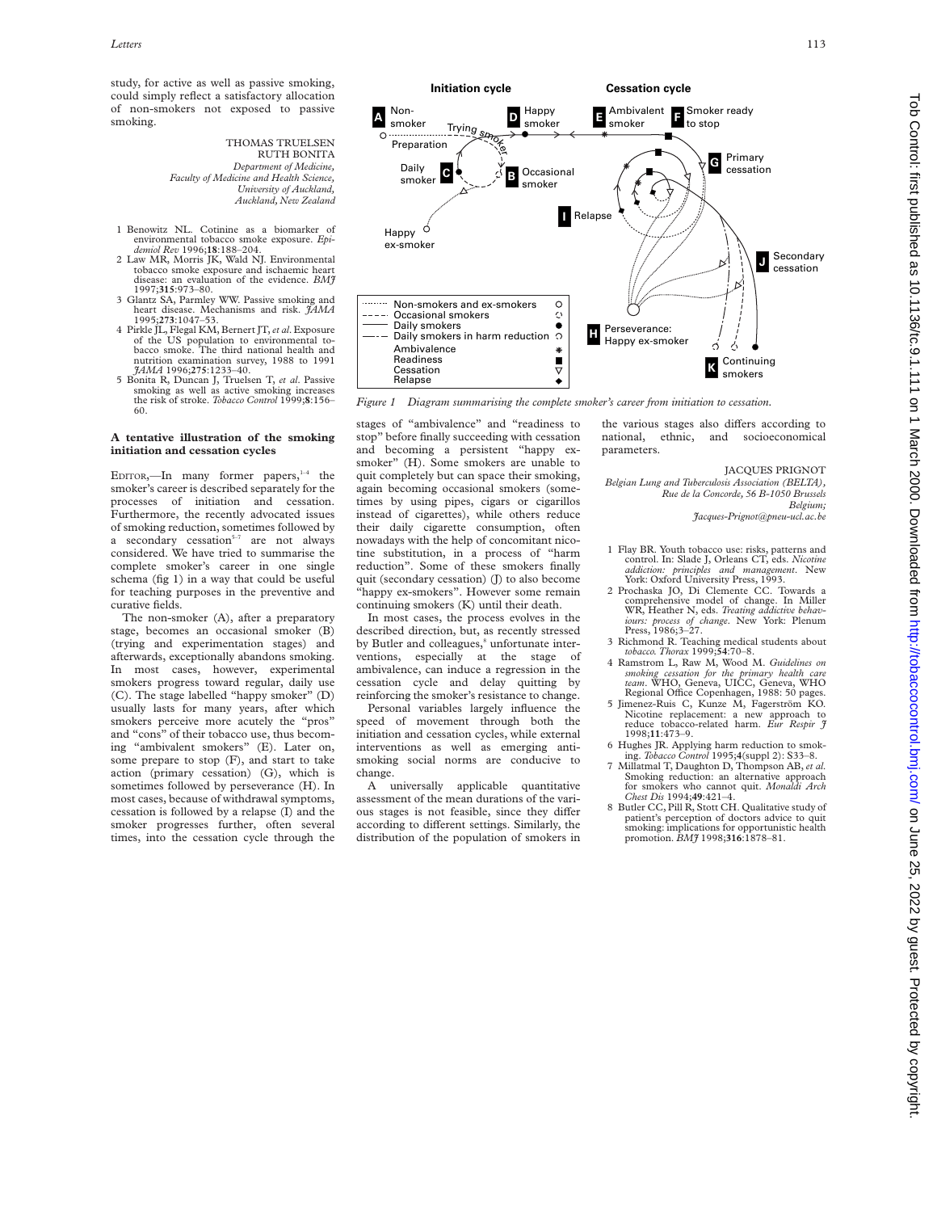study, for active as well as passive smoking, could simply reflect a satisfactory allocation of non-smokers not exposed to passive smoking.

THOMAS TRUELSEN
RUTH BONITA
*Department of Medicine, Faculty of Medicine and Health Science, University of Auckland, Auckland, New Zealand*

1 Benowitz NL. Cotinine as a biomarker of environmental tobacco smoke exposure. *Epidemiol Rev* 1996;**18**:188–204.
2 Law MR, Morris JK, Wald NJ. Environmental tobacco smoke exposure and ischaemic heart disease: an evaluation of the evidence. *BMJ* 1997;**315**:973–80.
3 Glantz SA, Parmley WW. Passive smoking and heart disease. Mechanisms and risk. *JAMA* 1995;**273**:1047–53.
4 Pirkle JL, Flegal KM, Bernert JT, *et al*. Exposure of the US population to environmental tobacco smoke. The third national health and nutrition examination survey, 1988 to 1991 *JAMA* 1996;**275**:1233–40.
5 Bonita R, Duncan J, Truelsen T, *et al*. Passive smoking as well as active smoking increases the risk of stroke. *Tobacco Control* 1999;**8**:156–60.

## A tentative illustration of the smoking initiation and cessation cycles

EDITOR,—In many former papers,[1–4] the smoker's career is described separately for the processes of initiation and cessation. Furthermore, the recently advocated issues of smoking reduction, sometimes followed by a secondary cessation[5–7] are not always considered. We have tried to summarise the complete smoker's career in one single schema (fig 1) in a way that could be useful for teaching purposes in the preventive and curative fields.

The non-smoker (A), after a preparatory stage, becomes an occasional smoker (B) (trying and experimentation stages) and afterwards, exceptionally abandons smoking. In most cases, however, experimental smokers progress toward regular, daily use (C). The stage labelled "happy smoker" (D) usually lasts for many years, after which smokers perceive more acutely the "pros" and "cons" of their tobacco use, thus becoming "ambivalent smokers" (E). Later on, some prepare to stop (F), and start to take action (primary cessation) (G), which is sometimes followed by perseverance (H). In most cases, because of withdrawal symptoms, cessation is followed by a relapse (I) and the smoker progresses further, often several times, into the cessation cycle through the

Initiation cycle
Cessation cycle
A Non-smoker
Trying smoker
Preparation
D Happy smoker
E Ambivalent smoker
F Smoker ready to stop
G Primary cessation
C Daily smoker
B Occasional smoker
I Relapse
Happy ex-smoker
J Secondary cessation
H Perseverance: Happy ex-smoker
K Continuing smokers
Non-smokers and ex-smokers
Occasional smokers
Daily smokers
Daily smokers in harm reduction
Ambivalence
Readiness
Cessation
Relapse

*Figure 1 Diagram summarising the complete smoker's career from initiation to cessation.*

stages of "ambivalence" and "readiness to stop" before finally succeeding with cessation and becoming a persistent "happy ex-smoker" (H). Some smokers are unable to quit completely but can space their smoking, again becoming occasional smokers (sometimes by using pipes, cigars or cigarillos instead of cigarettes), while others reduce their daily cigarette consumption, often nowadays with the help of concomitant nicotine substitution, in a process of "harm reduction". Some of these smokers finally quit (secondary cessation) (J) to also become "happy ex-smokers". However some remain continuing smokers (K) until their death.

In most cases, the process evolves in the described direction, but, as recently stressed by Butler and colleagues,[8] unfortunate interventions, especially at the stage of ambivalence, can induce a regression in the cessation cycle and delay quitting by reinforcing the smoker's resistance to change.

Personal variables largely influence the speed of movement through both the initiation and cessation cycles, while external interventions as well as emerging anti-smoking social norms are conducive to change.

A universally applicable quantitative assessment of the mean durations of the various stages is not feasible, since they differ according to different settings. Similarly, the distribution of the population of smokers in the various stages also differs according to national, ethnic, and socioeconomical parameters.

JACQUES PRIGNOT
*Belgian Lung and Tuberculosis Association (BELTA), Rue de la Concorde, 56 B-1050 Brussels Belgium; Jacques-Prignot@pneu-ucl.ac.be*

1 Flay BR. Youth tobacco use: risks, patterns and control. In: Slade J, Orleans CT, eds. *Nicotine addiction: principles and management*. New York: Oxford University Press, 1993.
2 Prochaska JO, Di Clemente CC. Towards a comprehensive model of change. In Miller WR, Heather N, eds. *Treating addictive behaviours: process of change*. New York: Plenum Press, 1986;3–27.
3 Richmond R. Teaching medical students about tobacco. *Thorax* 1999;**54**:70–8.
4 Ramstrom L, Raw M, Wood M. *Guidelines on smoking cessation for the primary health care team*. WHO, Geneva, UICC, Geneva, WHO Regional Office Copenhagen, 1988: 50 pages.
5 Jimenez-Ruis C, Kunze M, Fagerström KO. Nicotine replacement: a new approach to reduce tobacco-related harm. *Eur Respir J* 1998;**11**:473–9.
6 Hughes JR. Applying harm reduction to smoking. *Tobacco Control* 1995;**4**(suppl 2): S33–8.
7 Millatmal T, Daughton D, Thompson AB, *et al.* Smoking reduction: an alternative approach for smokers who cannot quit. *Monaldi Arch Chest Dis* 1994;**49**:421–4.
8 Butler CC, Pill R, Stott CH. Qualitative study of patient's perception of doctors advice to quit smoking: implications for opportunistic health promotion. *BMJ* 1998;**316**:1878–81.